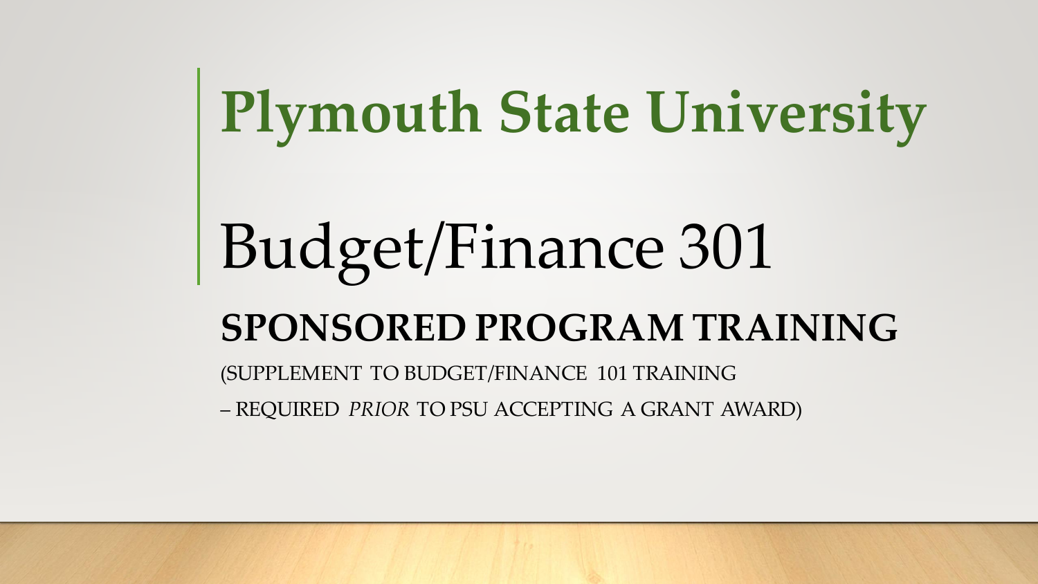# Plymouth State University

# Budget/Finance 301

## SPONSORED PROGRAM TRAINING

(SUPPLEMENT TO BUDGET/FINANCE 101 TRAINING

– REQUIRED *PRIOR* TO PSU ACCEPTING A GRANT AWARD)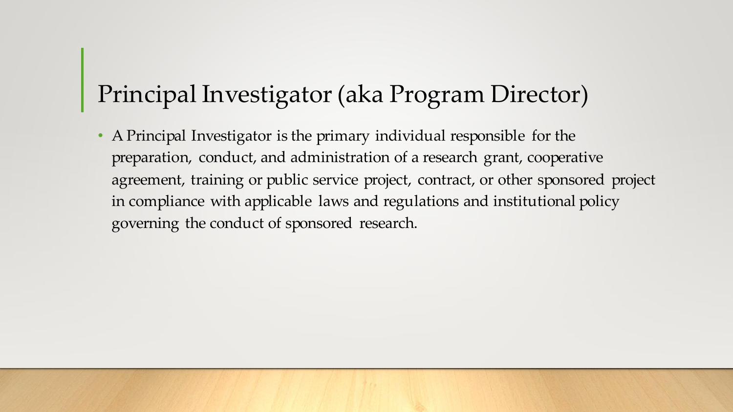# Principal Investigator (aka Program Director)

- A Principal Investigator is the primary individual responsible for the preparation, conduct, and administration of a research grant, cooperative agreement, training or public service project, contract, or other sponsored project in compliance with applicable laws and regulations and institutional policy governing the conduct of sponsored research.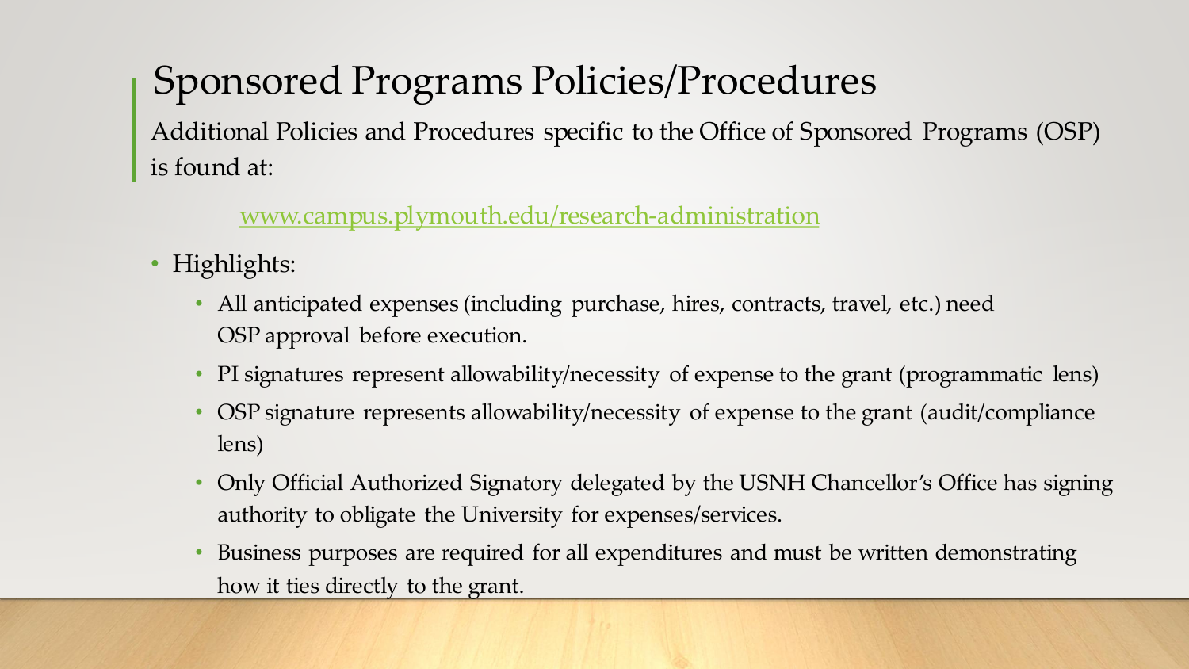# Sponsored Programs Policies/Procedures

Additional Policies and Procedures specific to the Office of Sponsored Programs (OSP) is found at:

[www.campus.plymouth.edu/research-administration](www.campus.plymouth.edu/research-administration)

- Highlights:
  - All anticipated expenses (including purchase, hires, contracts, travel, etc.) need OSP approval before execution.
  - PI signatures represent allowability/necessity of expense to the grant (programmatic lens)
  - OSP signature represents allowability/necessity of expense to the grant (audit/compliance lens)
  - Only Official Authorized Signatory delegated by the USNH Chancellor's Office has signing authority to obligate the University for expenses/services.
  - Business purposes are required for all expenditures and must be written demonstrating how it ties directly to the grant.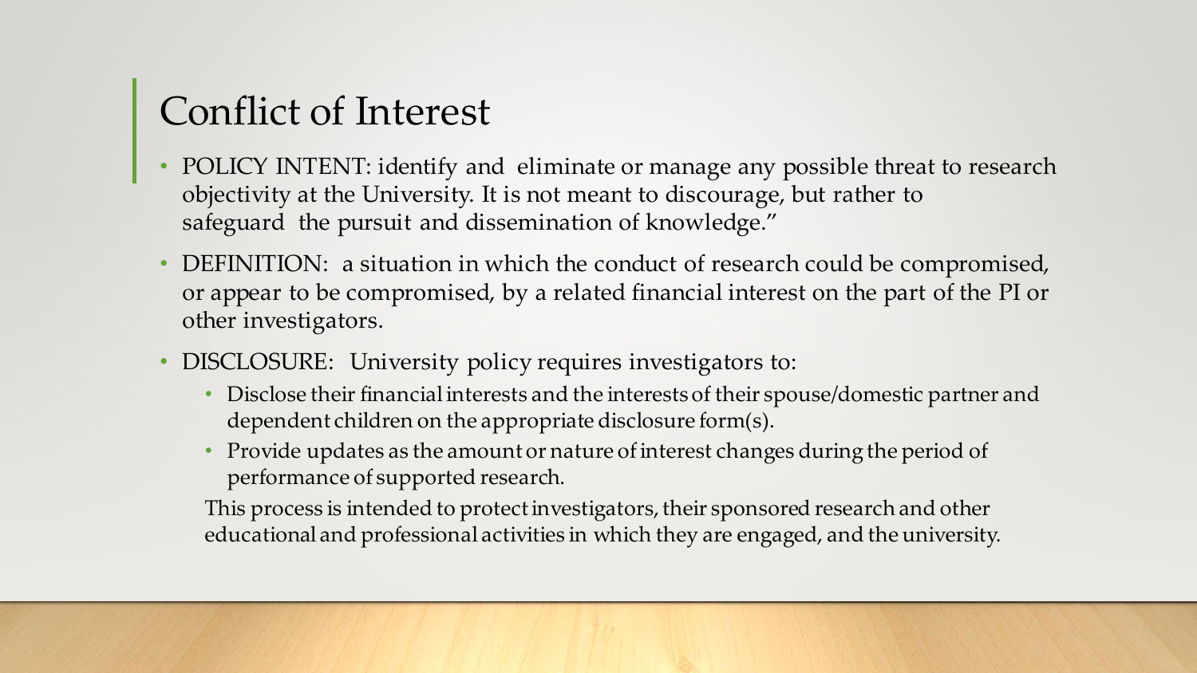# Conflict of Interest

- POLICY INTENT: identify and eliminate or manage any possible threat to research objectivity at the University. It is not meant to discourage, but rather to safeguard the pursuit and dissemination of knowledge."
- DEFINITION: a situation in which the conduct of research could be compromised, or appear to be compromised, by a related financial interest on the part of the PI or other investigators.
- DISCLOSURE: University policy requires investigators to:
  - Disclose their financial interests and the interests of their spouse/domestic partner and dependent children on the appropriate disclosure form(s).
  - Provide updates as the amount or nature of interest changes during the period of performance of supported research.

  This process is intended to protect investigators, their sponsored research and other educational and professional activities in which they are engaged, and the university.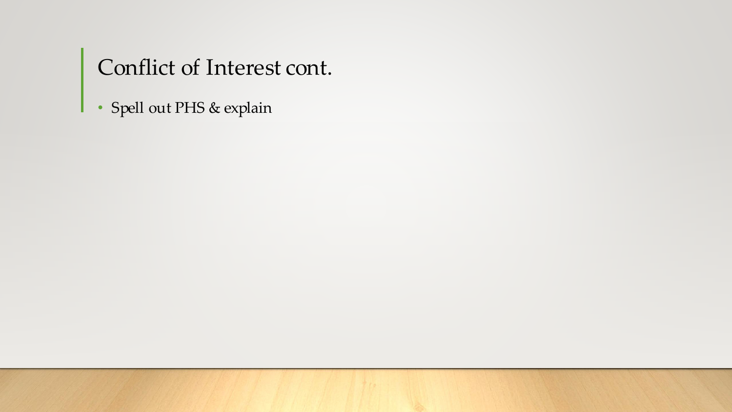# Conflict of Interest cont.

- Spell out PHS & explain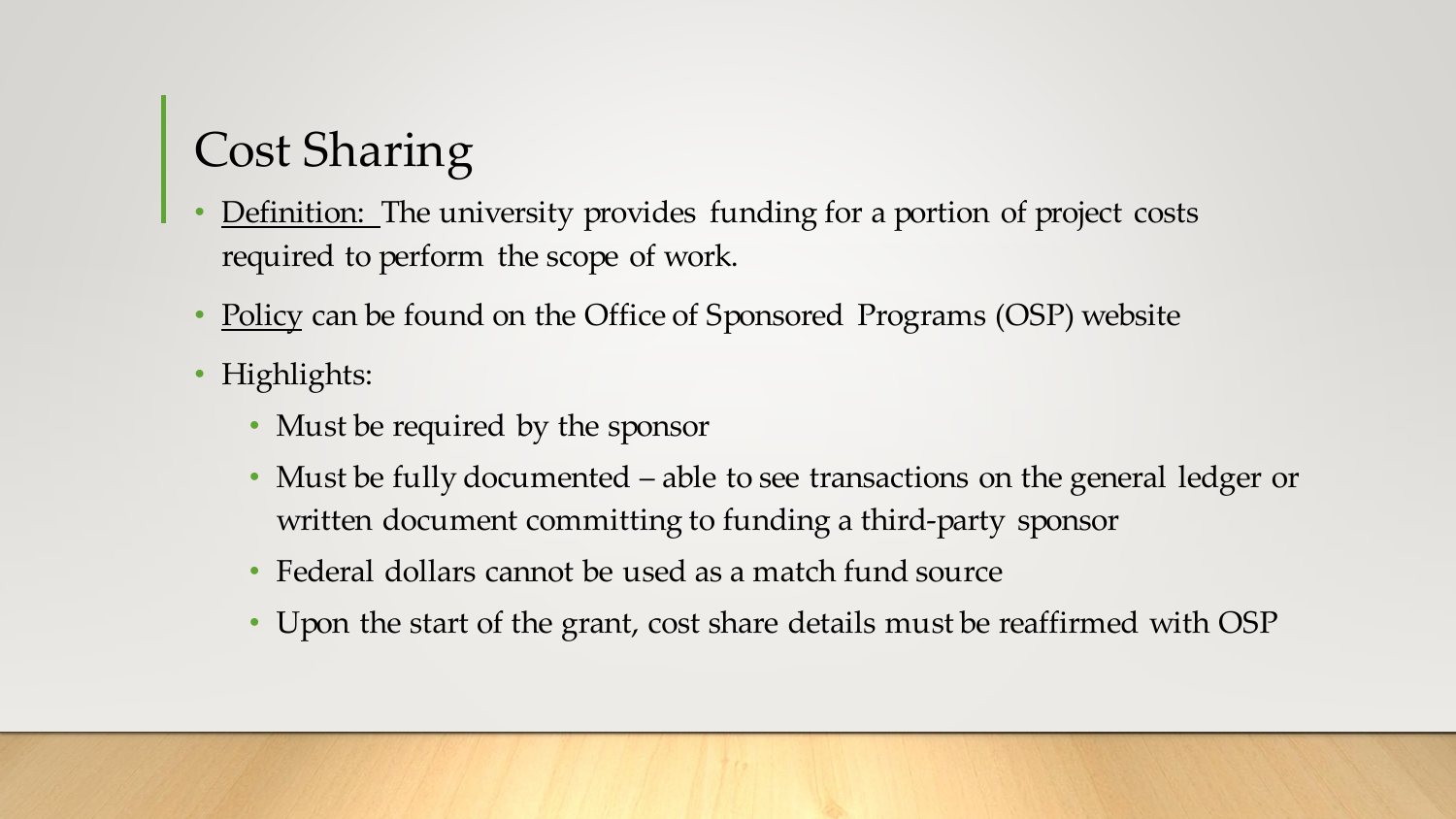# Cost Sharing

- Definition: The university provides funding for a portion of project costs required to perform the scope of work.
- Policy can be found on the Office of Sponsored Programs (OSP) website
- Highlights:
  - Must be required by the sponsor
  - Must be fully documented – able to see transactions on the general ledger or written document committing to funding a third-party sponsor
  - Federal dollars cannot be used as a match fund source
  - Upon the start of the grant, cost share details must be reaffirmed with OSP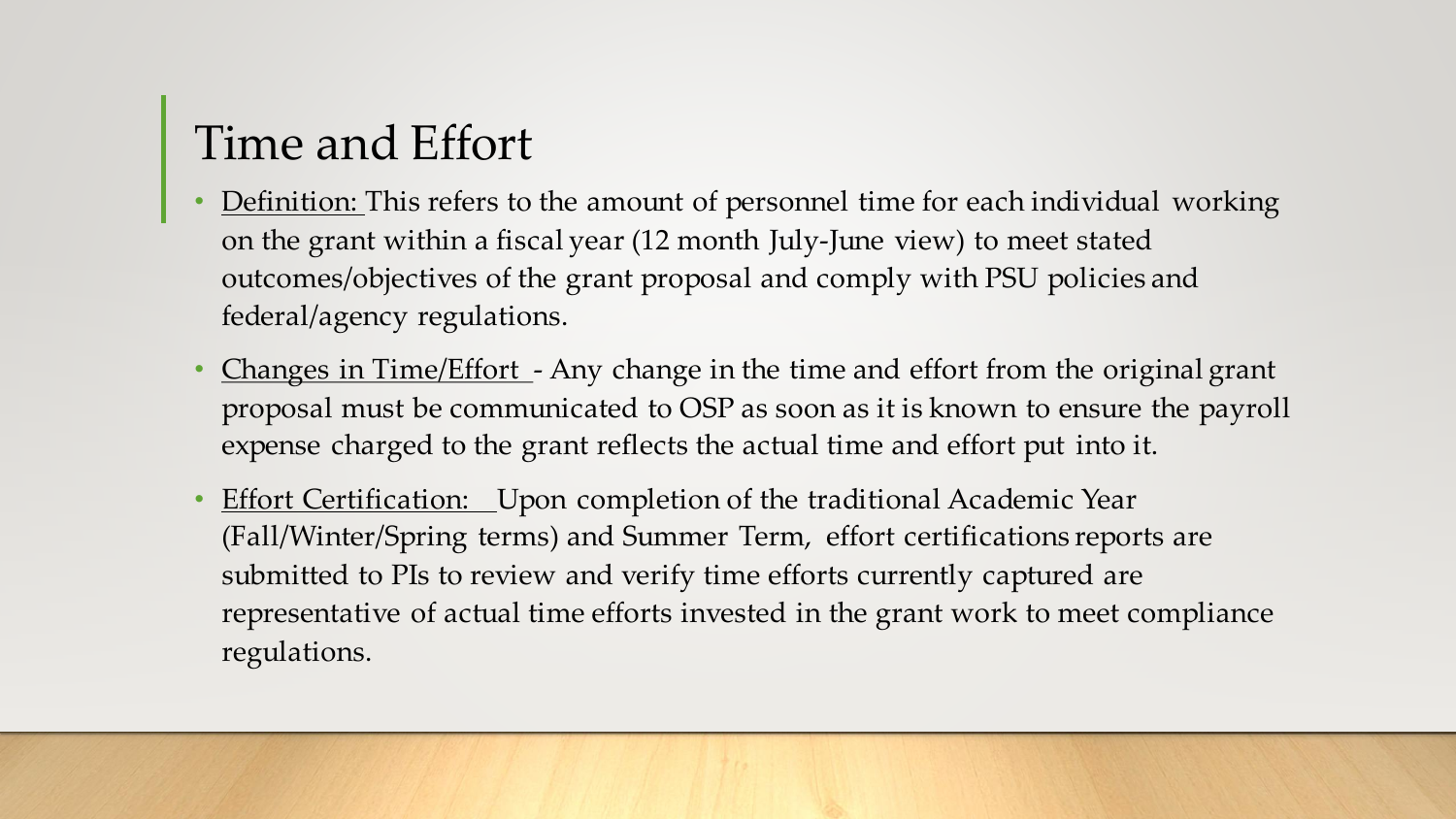# Time and Effort

- Definition: This refers to the amount of personnel time for each individual working on the grant within a fiscal year (12 month July-June view) to meet stated outcomes/objectives of the grant proposal and comply with PSU policies and federal/agency regulations.
- Changes in Time/Effort - Any change in the time and effort from the original grant proposal must be communicated to OSP as soon as it is known to ensure the payroll expense charged to the grant reflects the actual time and effort put into it.
- Effort Certification: Upon completion of the traditional Academic Year (Fall/Winter/Spring terms) and Summer Term, effort certifications reports are submitted to PIs to review and verify time efforts currently captured are representative of actual time efforts invested in the grant work to meet compliance regulations.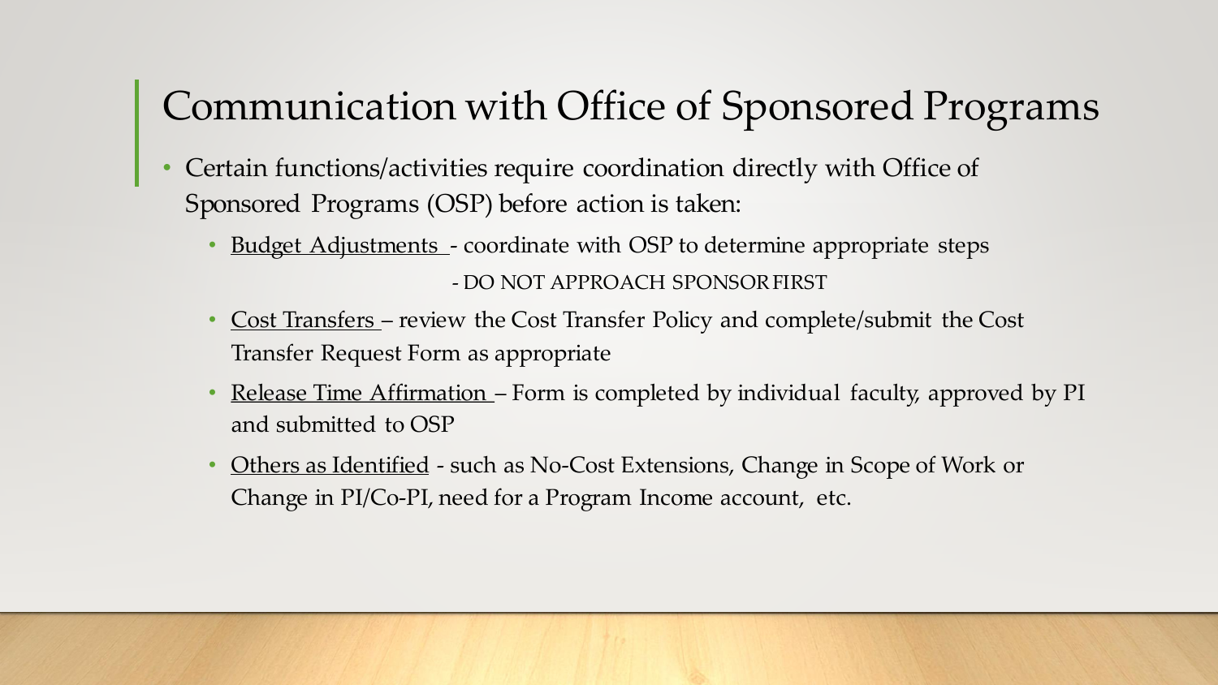# Communication with Office of Sponsored Programs

- Certain functions/activities require coordination directly with Office of Sponsored Programs (OSP) before action is taken:
  - Budget Adjustments - coordinate with OSP to determine appropriate steps
    - DO NOT APPROACH SPONSOR FIRST
  - Cost Transfers – review the Cost Transfer Policy and complete/submit the Cost Transfer Request Form as appropriate
  - Release Time Affirmation – Form is completed by individual faculty, approved by PI and submitted to OSP
  - Others as Identified - such as No-Cost Extensions, Change in Scope of Work or Change in PI/Co-PI, need for a Program Income account, etc.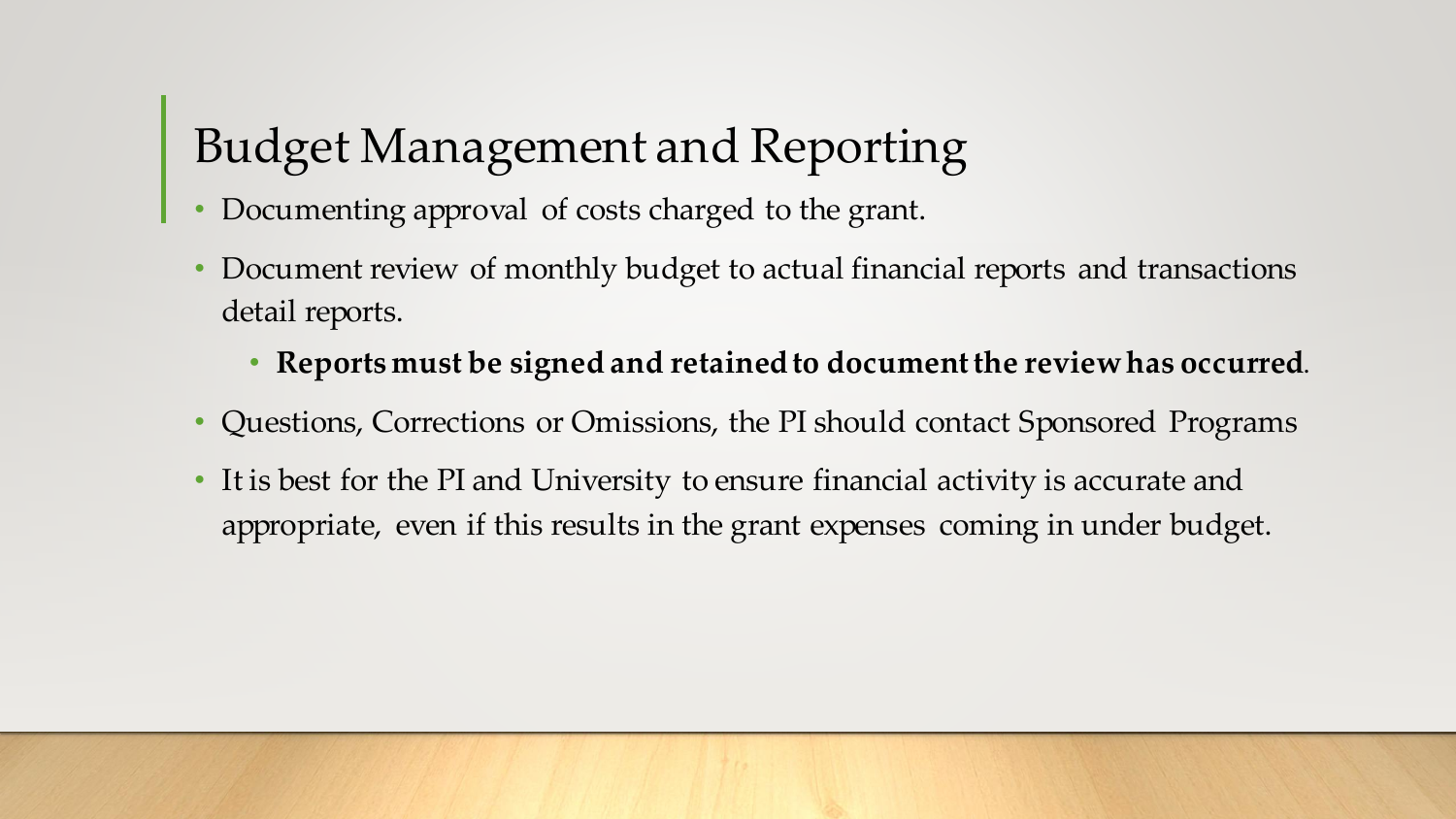# Budget Management and Reporting

- Documenting approval of costs charged to the grant.
- Document review of monthly budget to actual financial reports and transactions detail reports.
  - **Reports must be signed and retained to document the review has occurred**.
- Questions, Corrections or Omissions, the PI should contact Sponsored Programs
- It is best for the PI and University to ensure financial activity is accurate and appropriate, even if this results in the grant expenses coming in under budget.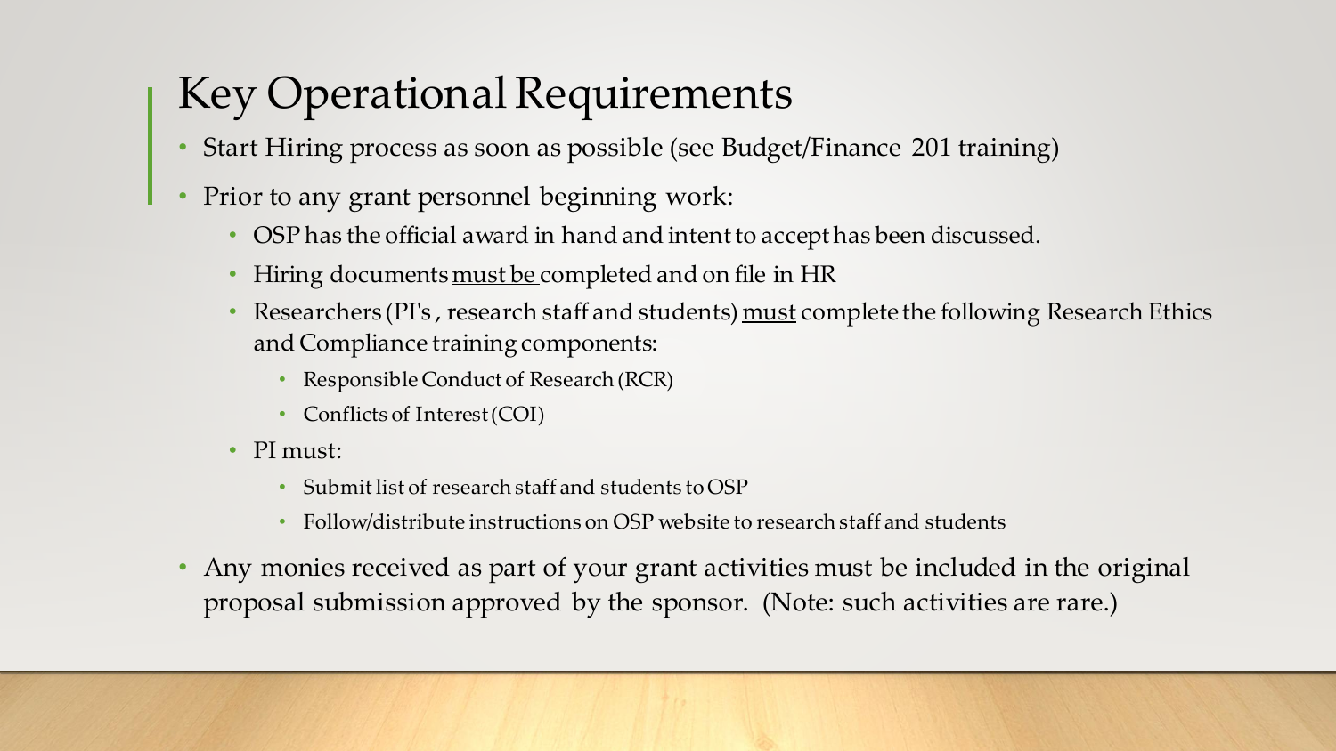# Key Operational Requirements

- Start Hiring process as soon as possible (see Budget/Finance 201 training)
- Prior to any grant personnel beginning work:
  - OSP has the official award in hand and intent to accept has been discussed.
  - Hiring documents <u>must be</u> completed and on file in HR
  - Researchers (PI's , research staff and students) <u>must</u> complete the following Research Ethics and Compliance training components:
    - Responsible Conduct of Research (RCR)
    - Conflicts of Interest (COI)
  - PI must:
    - Submit list of research staff and students to OSP
    - Follow/distribute instructions on OSP website to research staff and students
- Any monies received as part of your grant activities must be included in the original proposal submission approved by the sponsor. (Note: such activities are rare.)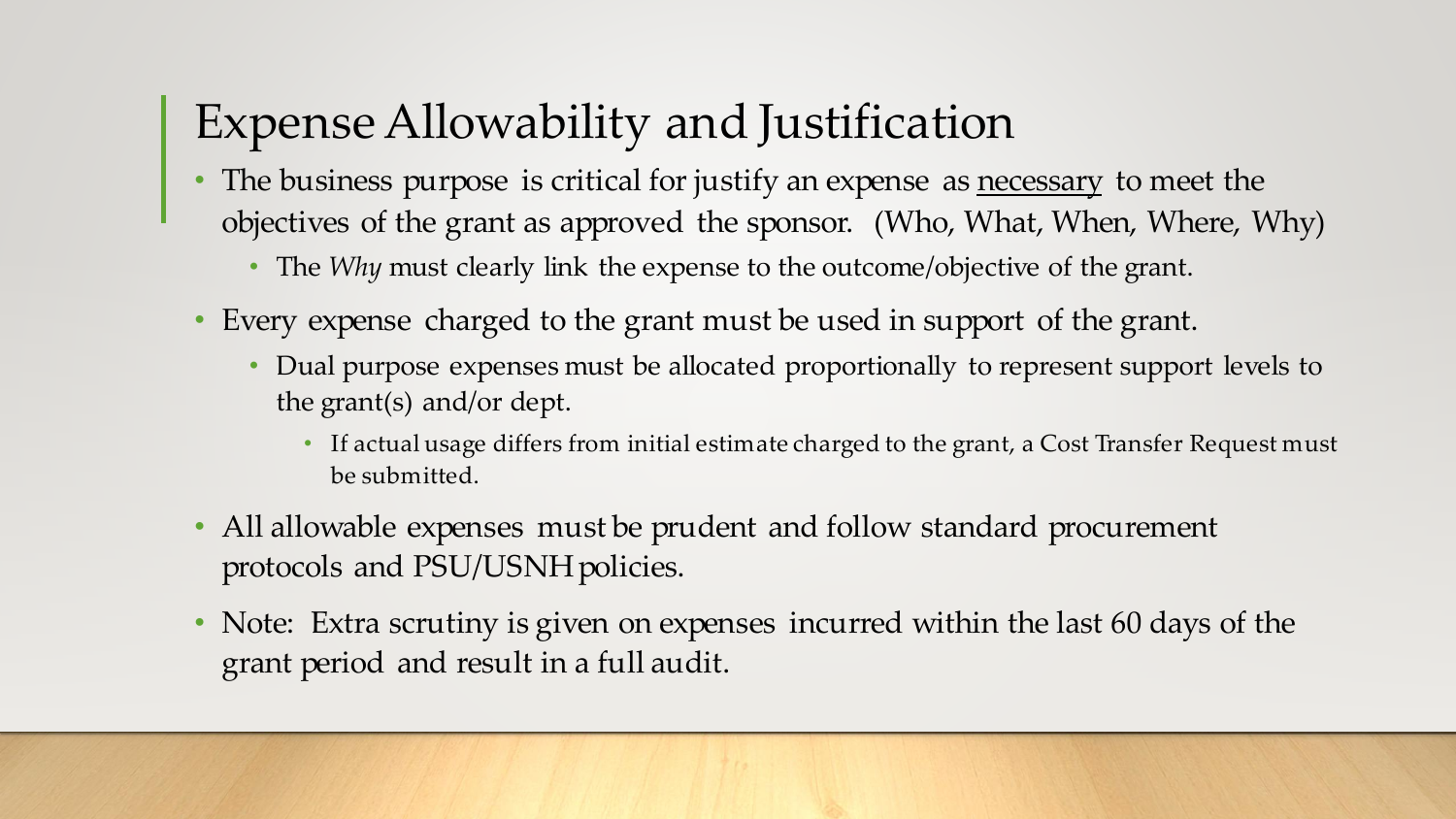# Expense Allowability and Justification

- The business purpose is critical for justify an expense as <u>necessary</u> to meet the objectives of the grant as approved the sponsor. (Who, What, When, Where, Why)
  - The *Why* must clearly link the expense to the outcome/objective of the grant.
- Every expense charged to the grant must be used in support of the grant.
  - Dual purpose expenses must be allocated proportionally to represent support levels to the grant(s) and/or dept.
    - If actual usage differs from initial estimate charged to the grant, a Cost Transfer Request must be submitted.
- All allowable expenses must be prudent and follow standard procurement protocols and PSU/USNH policies.
- Note: Extra scrutiny is given on expenses incurred within the last 60 days of the grant period and result in a full audit.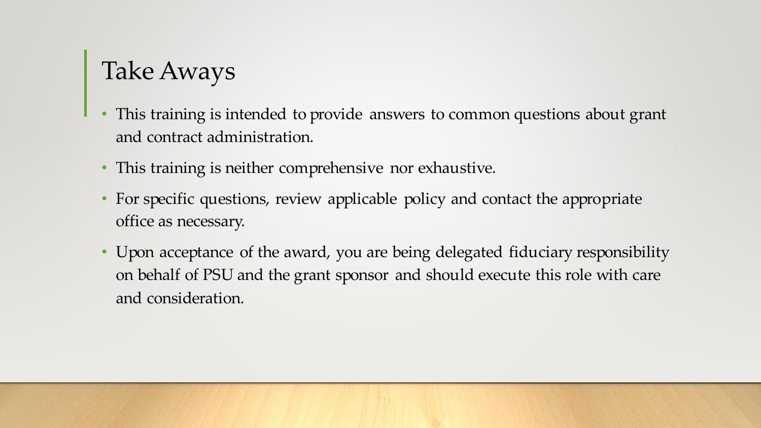# Take Aways

- This training is intended to provide answers to common questions about grant and contract administration.
- This training is neither comprehensive nor exhaustive.
- For specific questions, review applicable policy and contact the appropriate office as necessary.
- Upon acceptance of the award, you are being delegated fiduciary responsibility on behalf of PSU and the grant sponsor and should execute this role with care and consideration.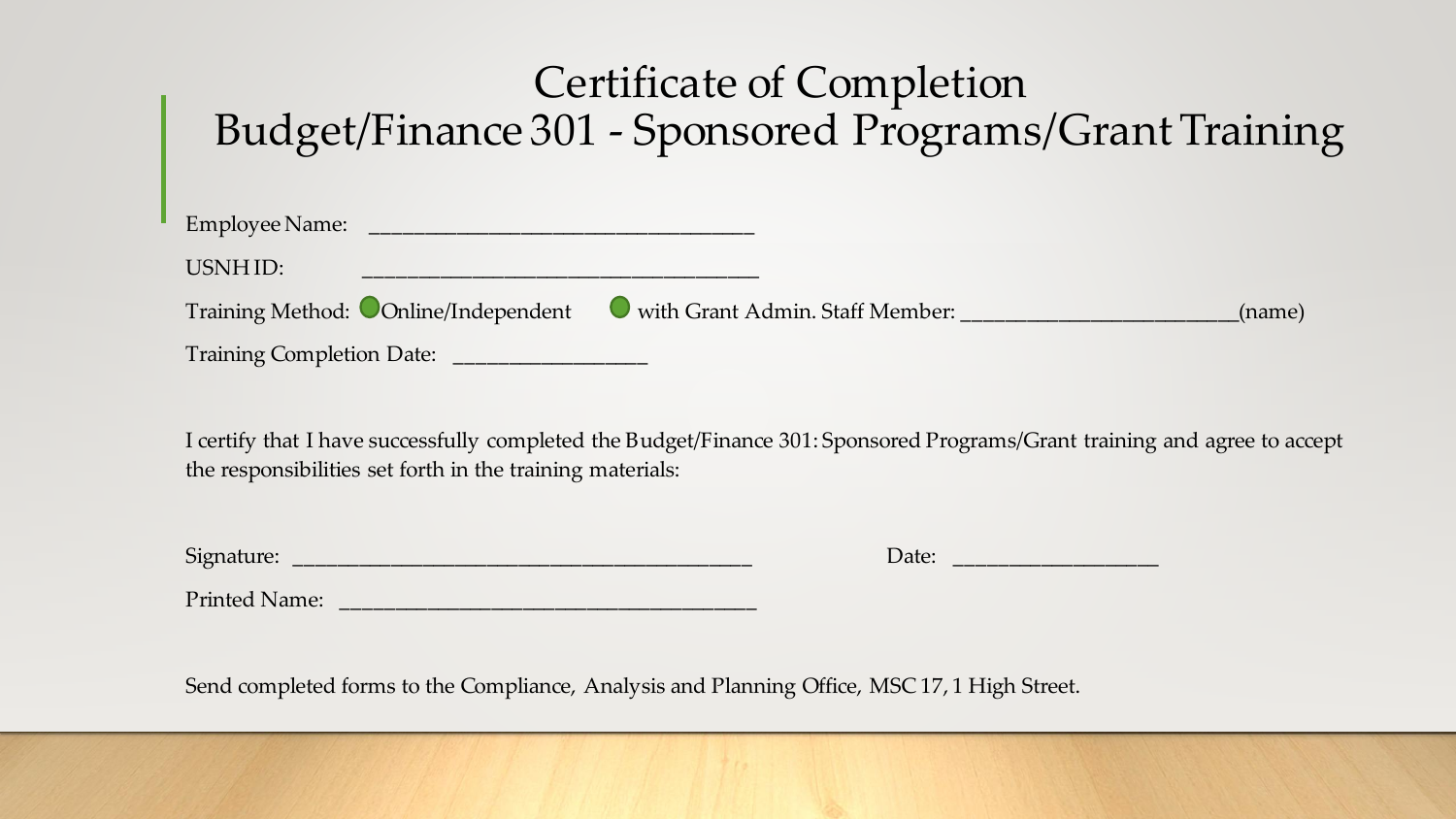# Certificate of Completion
# Budget/Finance 301 - Sponsored Programs/Grant Training

Employee Name: ___________________________________

USNH ID: ___________________________________

Training Method: ○ Online/Independent ○ with Grant Admin. Staff Member: _________________________(name)

Training Completion Date: _________________

I certify that I have successfully completed the Budget/Finance 301: Sponsored Programs/Grant training and agree to accept the responsibilities set forth in the training materials:

Signature: __________________________________________ Date: __________________

Printed Name: ______________________________________

Send completed forms to the Compliance, Analysis and Planning Office, MSC 17, 1 High Street.